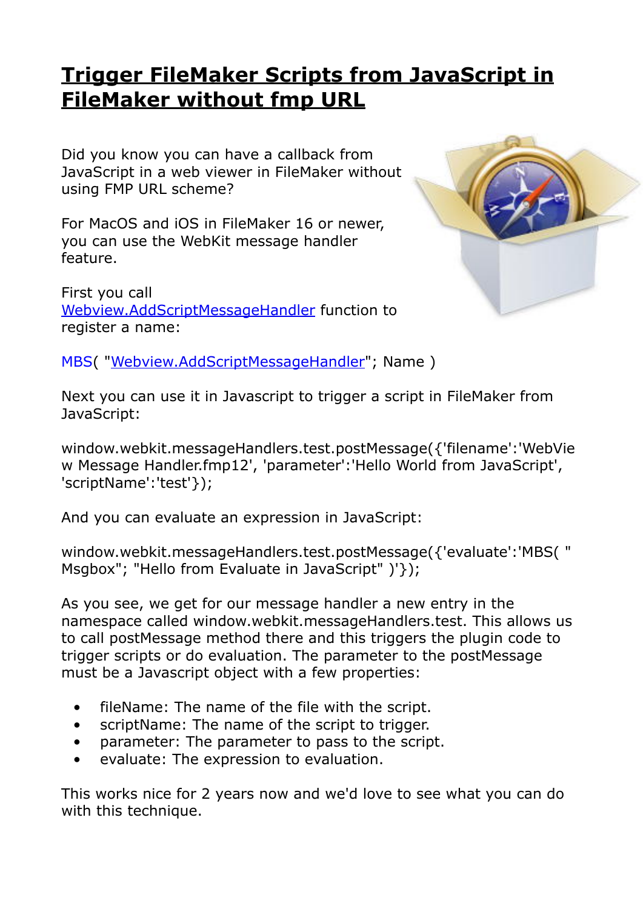# Trigger FileMaker Scripts from JavaScript in FileMaker without fmp URL

Did you know you can have a callback from JavaScript in a web viewer in FileMaker without using FMP URL scheme?

For MacOS and iOS in FileMaker 16 or newer, you can use the WebKit message handler feature.

First you call [Webview.AddScriptMessageHandler]() function to register a name:

MBS( "Webview.AddScriptMessageHandler"; Name )

Next you can use it in Javascript to trigger a script in FileMaker from JavaScript:

```
window.webkit.messageHandlers.test.postMessage({'filename':'WebView Message Handler.fmp12', 'parameter':'Hello World from JavaScript', 'scriptName':'test'});
```

And you can evaluate an expression in JavaScript:

```
window.webkit.messageHandlers.test.postMessage({'evaluate':'MBS( "Msgbox"; "Hello from Evaluate in JavaScript" )'});
```

As you see, we get for our message handler a new entry in the namespace called window.webkit.messageHandlers.test. This allows us to call postMessage method there and this triggers the plugin code to trigger scripts or do evaluation. The parameter to the postMessage must be a Javascript object with a few properties:

- fileName: The name of the file with the script.
- scriptName: The name of the script to trigger.
- parameter: The parameter to pass to the script.
- evaluate: The expression to evaluation.

This works nice for 2 years now and we'd love to see what you can do with this technique.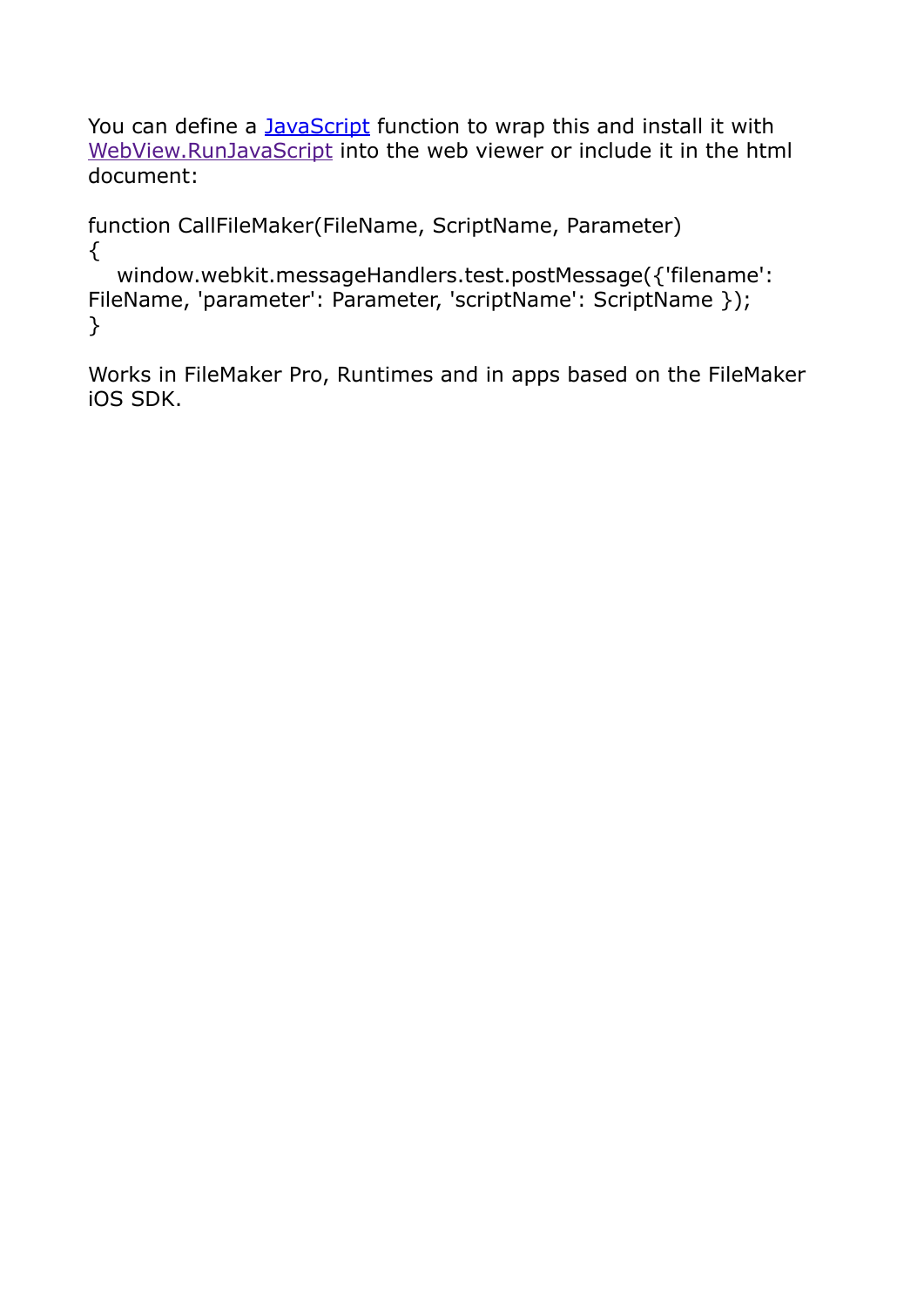You can define a JavaScript function to wrap this and install it with WebView.RunJavaScript into the web viewer or include it in the html document:

```
function CallFileMaker(FileName, ScriptName, Parameter)
{
   window.webkit.messageHandlers.test.postMessage({'filename': FileName, 'parameter': Parameter, 'scriptName': ScriptName });
}
```

Works in FileMaker Pro, Runtimes and in apps based on the FileMaker iOS SDK.